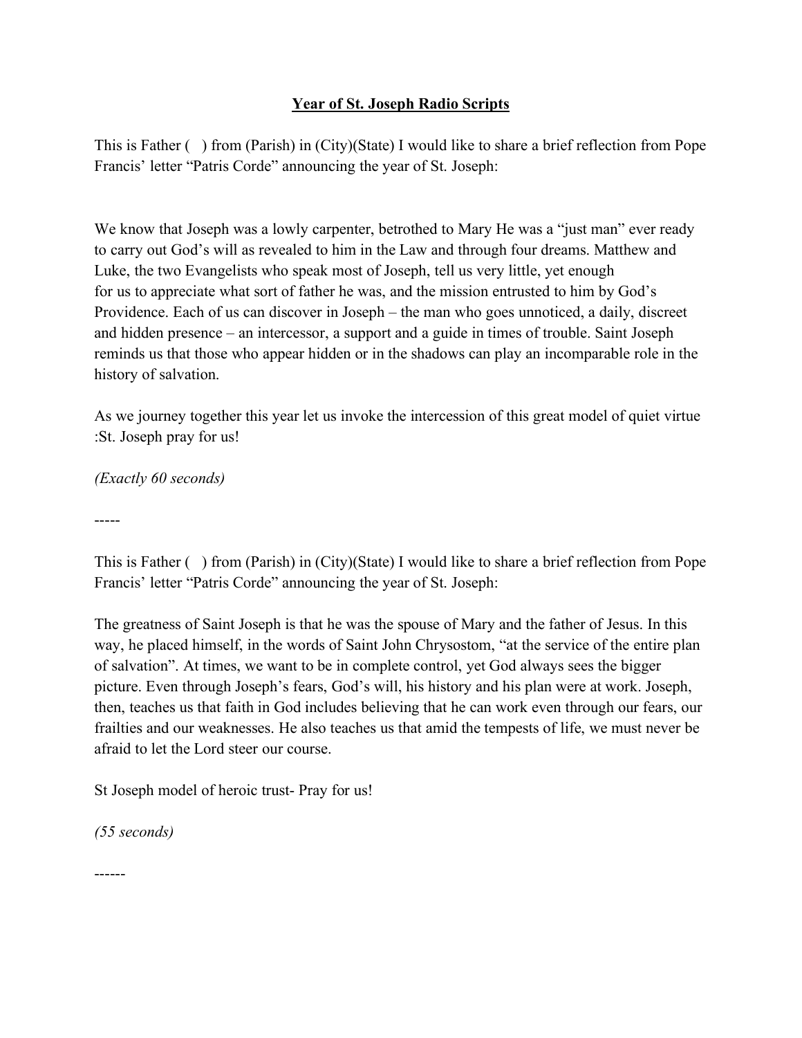# <u>Year of St. Joseph Radio Scripts</u>

This is Father ( ) from (Parish) in (City)(State) I would like to share a brief reflection from Pope Francis' letter "Patris Corde" announcing the year of St. Joseph:

We know that Joseph was a lowly carpenter, betrothed to Mary He was a "just man" ever ready to carry out God's will as revealed to him in the Law and through four dreams. Matthew and Luke, the two Evangelists who speak most of Joseph, tell us very little, yet enough for us to appreciate what sort of father he was, and the mission entrusted to him by God's Providence. Each of us can discover in Joseph – the man who goes unnoticed, a daily, discreet and hidden presence – an intercessor, a support and a guide in times of trouble. Saint Joseph reminds us that those who appear hidden or in the shadows can play an incomparable role in the history of salvation.

As we journey together this year let us invoke the intercession of this great model of quiet virtue :St. Joseph pray for us!

*(Exactly 60 seconds)*

-----

This is Father ( ) from (Parish) in (City)(State) I would like to share a brief reflection from Pope Francis' letter "Patris Corde" announcing the year of St. Joseph:

The greatness of Saint Joseph is that he was the spouse of Mary and the father of Jesus. In this way, he placed himself, in the words of Saint John Chrysostom, "at the service of the entire plan of salvation". At times, we want to be in complete control, yet God always sees the bigger picture. Even through Joseph's fears, God's will, his history and his plan were at work. Joseph, then, teaches us that faith in God includes believing that he can work even through our fears, our frailties and our weaknesses. He also teaches us that amid the tempests of life, we must never be afraid to let the Lord steer our course.

St Joseph model of heroic trust- Pray for us!

*(55 seconds)*

------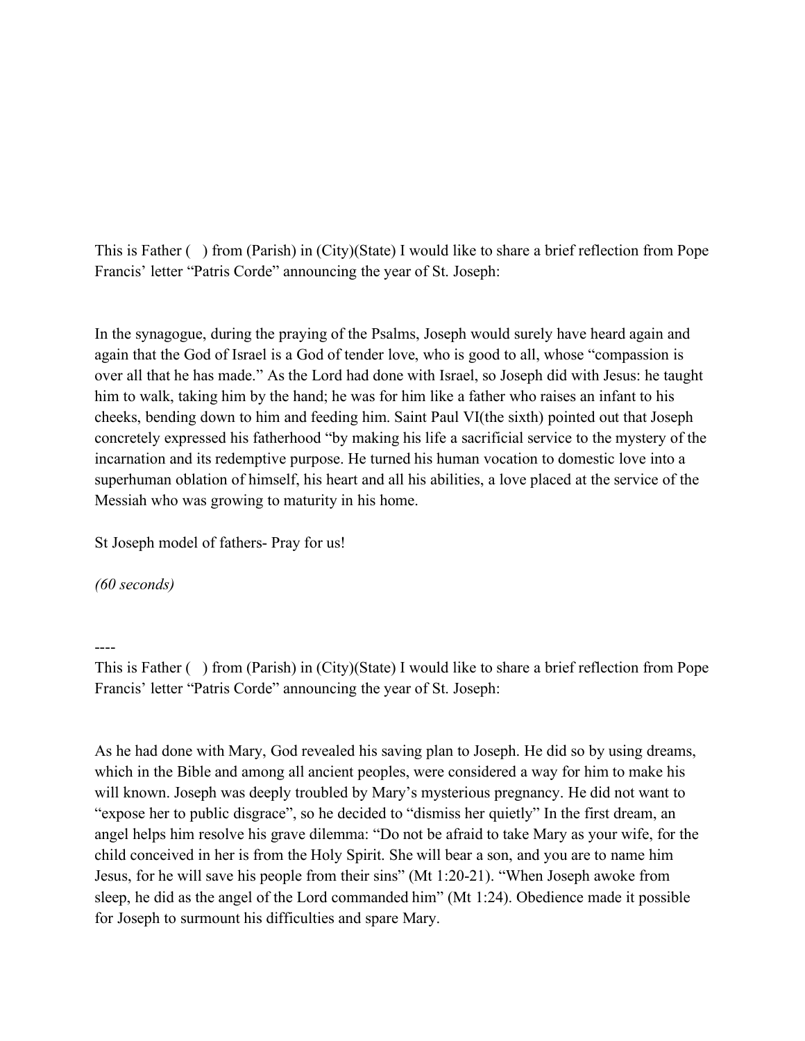This is Father ( ) from (Parish) in (City)(State) I would like to share a brief reflection from Pope Francis' letter "Patris Corde" announcing the year of St. Joseph:

In the synagogue, during the praying of the Psalms, Joseph would surely have heard again and again that the God of Israel is a God of tender love, who is good to all, whose "compassion is over all that he has made." As the Lord had done with Israel, so Joseph did with Jesus: he taught him to walk, taking him by the hand; he was for him like a father who raises an infant to his cheeks, bending down to him and feeding him. Saint Paul VI(the sixth) pointed out that Joseph concretely expressed his fatherhood "by making his life a sacrificial service to the mystery of the incarnation and its redemptive purpose. He turned his human vocation to domestic love into a superhuman oblation of himself, his heart and all his abilities, a love placed at the service of the Messiah who was growing to maturity in his home.

St Joseph model of fathers- Pray for us!

*(60 seconds)*

----

This is Father ( ) from (Parish) in (City)(State) I would like to share a brief reflection from Pope Francis' letter "Patris Corde" announcing the year of St. Joseph:

As he had done with Mary, God revealed his saving plan to Joseph. He did so by using dreams, which in the Bible and among all ancient peoples, were considered a way for him to make his will known. Joseph was deeply troubled by Mary's mysterious pregnancy. He did not want to "expose her to public disgrace", so he decided to "dismiss her quietly" In the first dream, an angel helps him resolve his grave dilemma: "Do not be afraid to take Mary as your wife, for the child conceived in her is from the Holy Spirit. She will bear a son, and you are to name him Jesus, for he will save his people from their sins" (Mt 1:20-21). "When Joseph awoke from sleep, he did as the angel of the Lord commanded him" (Mt 1:24). Obedience made it possible for Joseph to surmount his difficulties and spare Mary.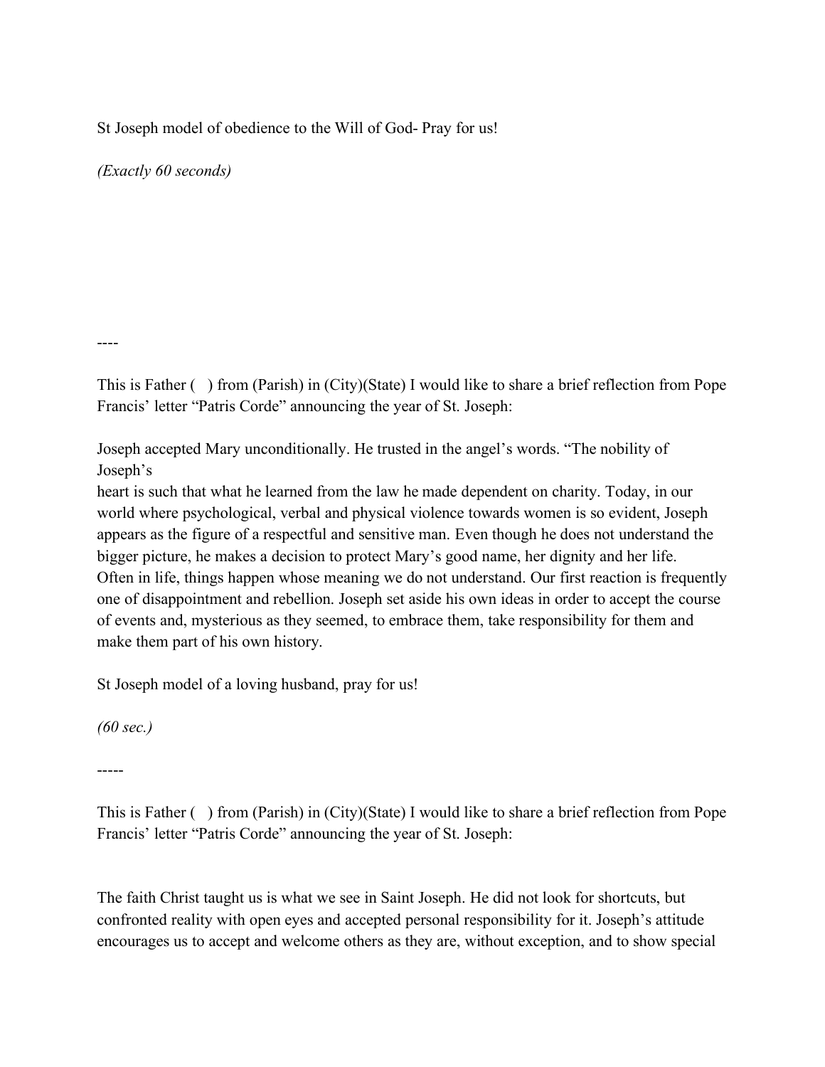St Joseph model of obedience to the Will of God- Pray for us!

*(Exactly 60 seconds)*

----

This is Father ( ) from (Parish) in (City)(State) I would like to share a brief reflection from Pope Francis' letter "Patris Corde" announcing the year of St. Joseph:

Joseph accepted Mary unconditionally. He trusted in the angel's words. "The nobility of Joseph's heart is such that what he learned from the law he made dependent on charity. Today, in our world where psychological, verbal and physical violence towards women is so evident, Joseph appears as the figure of a respectful and sensitive man. Even though he does not understand the bigger picture, he makes a decision to protect Mary's good name, her dignity and her life. Often in life, things happen whose meaning we do not understand. Our first reaction is frequently one of disappointment and rebellion. Joseph set aside his own ideas in order to accept the course of events and, mysterious as they seemed, to embrace them, take responsibility for them and make them part of his own history.

St Joseph model of a loving husband, pray for us!

*(60 sec.)*

-----

This is Father ( ) from (Parish) in (City)(State) I would like to share a brief reflection from Pope Francis' letter "Patris Corde" announcing the year of St. Joseph:

The faith Christ taught us is what we see in Saint Joseph. He did not look for shortcuts, but confronted reality with open eyes and accepted personal responsibility for it. Joseph's attitude encourages us to accept and welcome others as they are, without exception, and to show special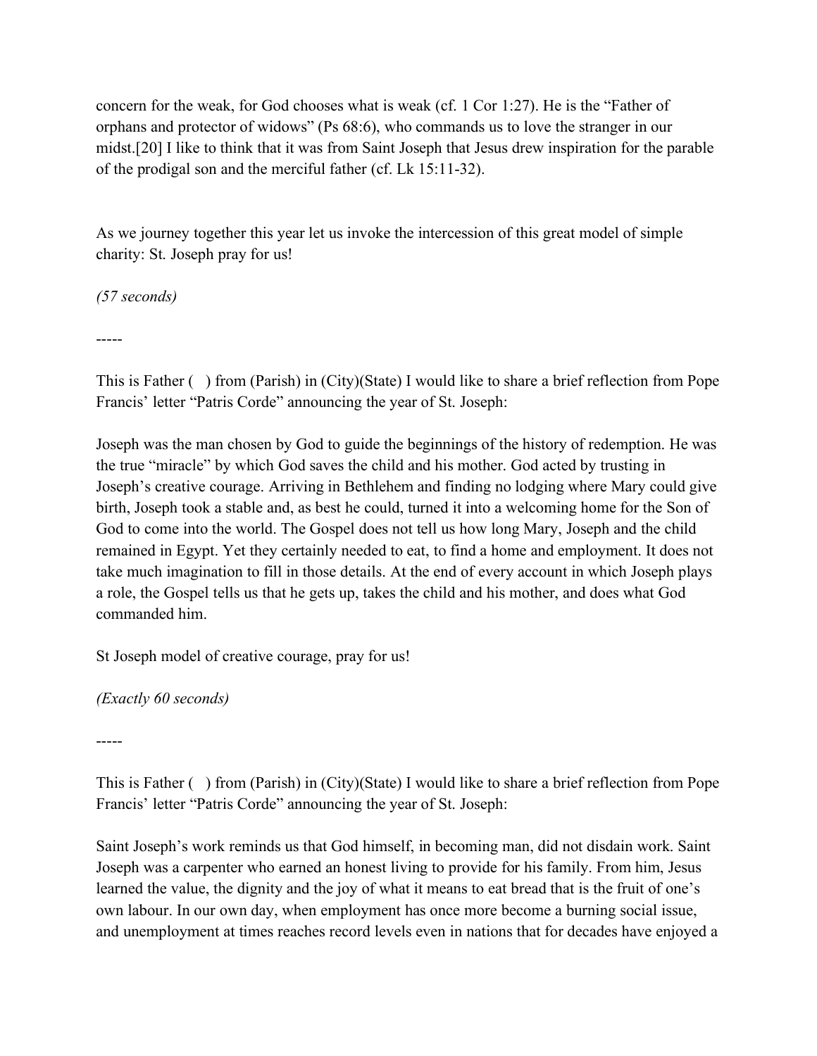concern for the weak, for God chooses what is weak (cf. 1 Cor 1:27). He is the "Father of orphans and protector of widows" (Ps 68:6), who commands us to love the stranger in our midst.[20] I like to think that it was from Saint Joseph that Jesus drew inspiration for the parable of the prodigal son and the merciful father (cf. Lk 15:11-32).

As we journey together this year let us invoke the intercession of this great model of simple charity: St. Joseph pray for us!

*(57 seconds)*

-----

This is Father ( ) from (Parish) in (City)(State) I would like to share a brief reflection from Pope Francis' letter "Patris Corde" announcing the year of St. Joseph:

Joseph was the man chosen by God to guide the beginnings of the history of redemption. He was the true "miracle" by which God saves the child and his mother. God acted by trusting in Joseph's creative courage. Arriving in Bethlehem and finding no lodging where Mary could give birth, Joseph took a stable and, as best he could, turned it into a welcoming home for the Son of God to come into the world. The Gospel does not tell us how long Mary, Joseph and the child remained in Egypt. Yet they certainly needed to eat, to find a home and employment. It does not take much imagination to fill in those details. At the end of every account in which Joseph plays a role, the Gospel tells us that he gets up, takes the child and his mother, and does what God commanded him.

St Joseph model of creative courage, pray for us!

*(Exactly 60 seconds)*

-----

This is Father ( ) from (Parish) in (City)(State) I would like to share a brief reflection from Pope Francis' letter "Patris Corde" announcing the year of St. Joseph:

Saint Joseph's work reminds us that God himself, in becoming man, did not disdain work. Saint Joseph was a carpenter who earned an honest living to provide for his family. From him, Jesus learned the value, the dignity and the joy of what it means to eat bread that is the fruit of one's own labour. In our own day, when employment has once more become a burning social issue, and unemployment at times reaches record levels even in nations that for decades have enjoyed a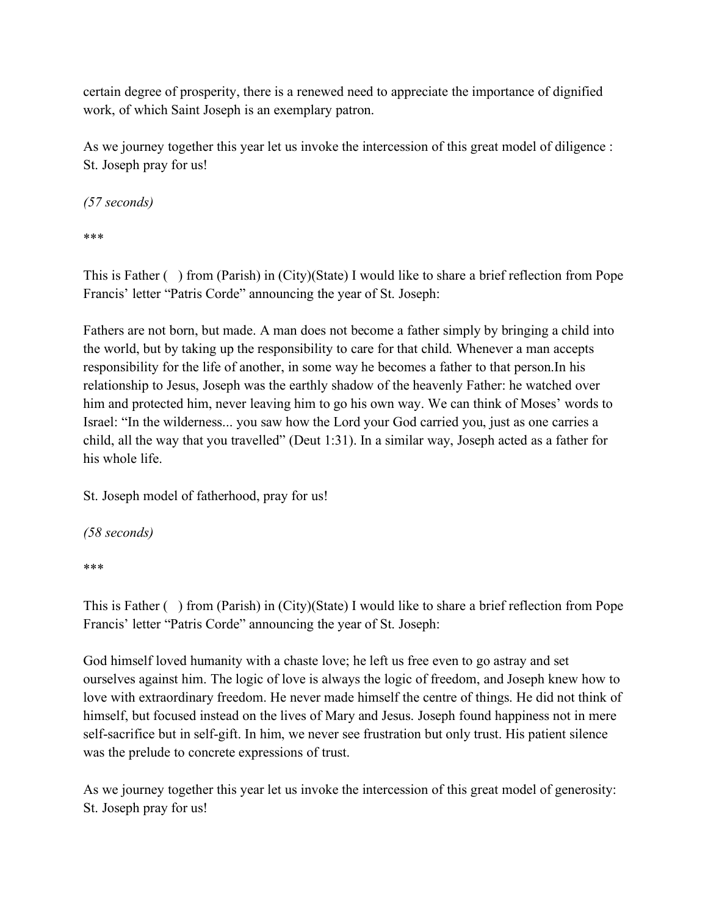certain degree of prosperity, there is a renewed need to appreciate the importance of dignified work, of which Saint Joseph is an exemplary patron.

As we journey together this year let us invoke the intercession of this great model of diligence : St. Joseph pray for us!

*(57 seconds)*

***

This is Father ( ) from (Parish) in (City)(State) I would like to share a brief reflection from Pope Francis' letter "Patris Corde" announcing the year of St. Joseph:

Fathers are not born, but made. A man does not become a father simply by bringing a child into the world, but by taking up the responsibility to care for that child. Whenever a man accepts responsibility for the life of another, in some way he becomes a father to that person.In his relationship to Jesus, Joseph was the earthly shadow of the heavenly Father: he watched over him and protected him, never leaving him to go his own way. We can think of Moses' words to Israel: "In the wilderness... you saw how the Lord your God carried you, just as one carries a child, all the way that you travelled" (Deut 1:31). In a similar way, Joseph acted as a father for his whole life.

St. Joseph model of fatherhood, pray for us!

*(58 seconds)*

***

This is Father ( ) from (Parish) in (City)(State) I would like to share a brief reflection from Pope Francis' letter "Patris Corde" announcing the year of St. Joseph:

God himself loved humanity with a chaste love; he left us free even to go astray and set ourselves against him. The logic of love is always the logic of freedom, and Joseph knew how to love with extraordinary freedom. He never made himself the centre of things. He did not think of himself, but focused instead on the lives of Mary and Jesus. Joseph found happiness not in mere self-sacrifice but in self-gift. In him, we never see frustration but only trust. His patient silence was the prelude to concrete expressions of trust.

As we journey together this year let us invoke the intercession of this great model of generosity: St. Joseph pray for us!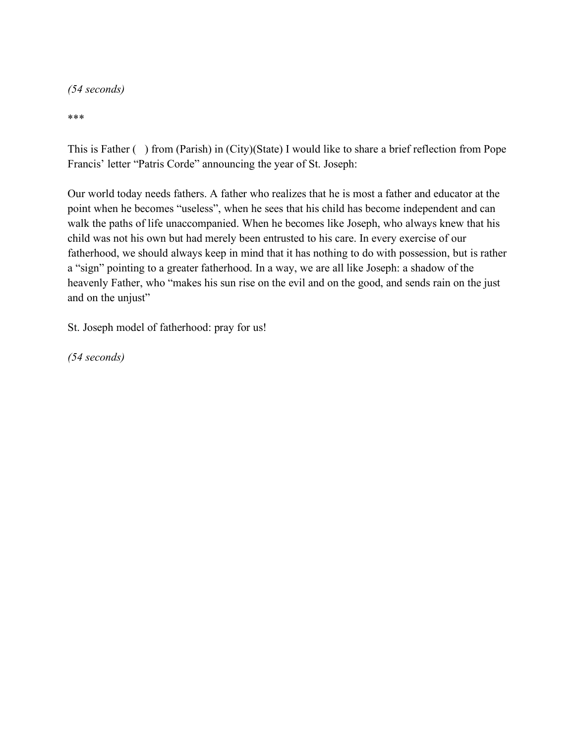*(54 seconds)*

***

This is Father (   ) from (Parish) in (City)(State) I would like to share a brief reflection from Pope Francis' letter "Patris Corde" announcing the year of St. Joseph:

Our world today needs fathers. A father who realizes that he is most a father and educator at the point when he becomes "useless", when he sees that his child has become independent and can walk the paths of life unaccompanied. When he becomes like Joseph, who always knew that his child was not his own but had merely been entrusted to his care. In every exercise of our fatherhood, we should always keep in mind that it has nothing to do with possession, but is rather a "sign" pointing to a greater fatherhood. In a way, we are all like Joseph: a shadow of the heavenly Father, who "makes his sun rise on the evil and on the good, and sends rain on the just and on the unjust"

St. Joseph model of fatherhood: pray for us!

*(54 seconds)*